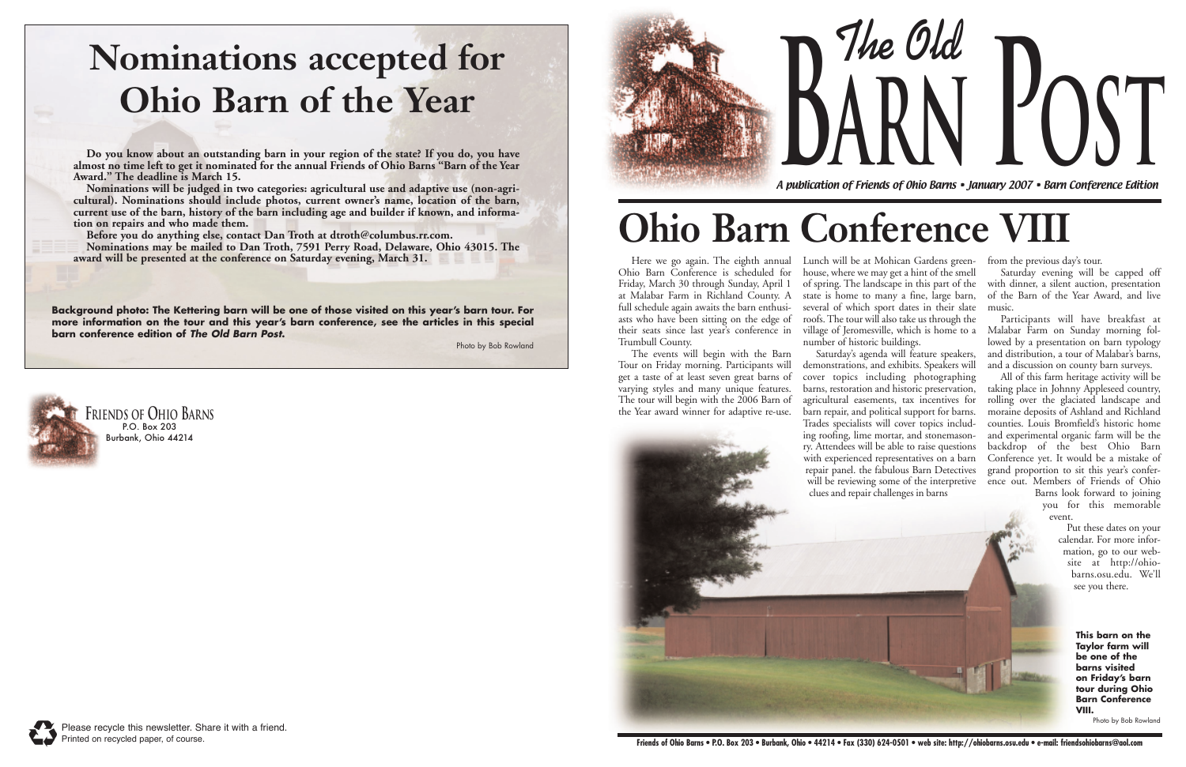# Nominations accepted for Ohio Barn of the Year

**Do you know about an outstanding barn in your region of the state? If you do, you have almost no time left to get it nominated for the annual Friends of Ohio Barns "Barn of the Year Award." The deadline is March 15.**

**Nominations will be judged in two categories: agricultural use and adaptive use (non-agricultural). Nominations should include photos, current owner's name, location of the barn, current use of the barn, history of the barn including age and builder if known, and information on repairs and who made them.**

**Before you do anything else, contact Dan Troth at dtroth@columbus.rr.com.**

**Nominations may be mailed to Dan Troth, 7591 Perry Road, Delaware, Ohio 43015. The award will be presented at the conference on Saturday evening, March 31.**

**Background photo: The Kettering barn will be one of those visited on this year's barn tour. For more information on the tour and this year's barn conference, see the articles in this special barn conference edition of *The Old Barn Post.***

Photo by Bob Rowland

FRIENDS OF OHIO BARNS
P.O. Box 203
Burbank, Ohio 44214

Please recycle this newsletter. Share it with a friend.
Printed on recycled paper, of course.

# The Old BARN POST

*A publication of Friends of Ohio Barns • January 2007 • Barn Conference Edition*

# Ohio Barn Conference VIII

Here we go again. The eighth annual Ohio Barn Conference is scheduled for Friday, March 30 through Sunday, April 1 at Malabar Farm in Richland County. A full schedule again awaits the barn enthusiasts who have been sitting on the edge of their seats since last year's conference in Trumbull County.

The events will begin with the Barn Tour on Friday morning. Participants will get a taste of at least seven great barns of varying styles and many unique features. The tour will begin with the 2006 Barn of the Year award winner for adaptive re-use. Lunch will be at Mohican Gardens greenhouse, where we may get a hint of the smell of spring. The landscape in this part of the state is home to many a fine, large barn, several of which sport dates in their slate roofs. The tour will also take us through the village of Jeromesville, which is home to a number of historic buildings.

Saturday's agenda will feature speakers, demonstrations, and exhibits. Speakers will cover topics including photographing barns, restoration and historic preservation, agricultural easements, tax incentives for barn repair, and political support for barns. Trades specialists will cover topics including roofing, lime mortar, and stonemasonry. Attendees will be able to raise questions with experienced representatives on a barn repair panel. the fabulous Barn Detectives will be reviewing some of the interpretive clues and repair challenges in barns from the previous day's tour.

Saturday evening will be capped off with dinner, a silent auction, presentation of the Barn of the Year Award, and live music.

Participants will have breakfast at Malabar Farm on Sunday morning followed by a presentation on barn typology and distribution, a tour of Malabar's barns, and a discussion on county barn surveys.

All of this farm heritage activity will be taking place in Johnny Appleseed country, rolling over the glaciated landscape and moraine deposits of Ashland and Richland counties. Louis Bromfield's historic home and experimental organic farm will be the backdrop of the best Ohio Barn Conference yet. It would be a mistake of grand proportion to sit this year's conference out. Members of Friends of Ohio Barns look forward to joining you for this memorable event.

Put these dates on your calendar. For more information, go to our website at http://ohiobarns.osu.edu. We'll see you there.

**This barn on the Taylor farm will be one of the barns visited on Friday's barn tour during Ohio Barn Conference VIII.**

Photo by Bob Rowland

Friends of Ohio Barns • P.O. Box 203 • Burbank, Ohio • 44214 • Fax (330) 624-0501 • web site: http://ohiobarns.osu.edu • e-mail: friendsohiobarns@aol.com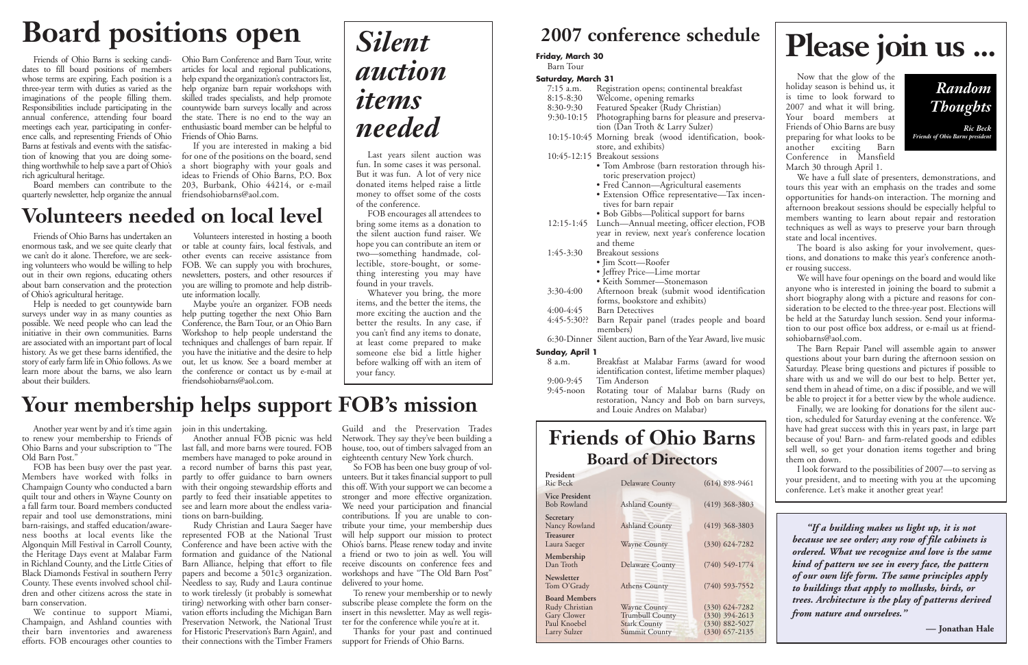# Board positions open

Friends of Ohio Barns is seeking candidates to fill board positions of members whose terms are expiring. Each position is a three-year term with duties as varied as the imaginations of the people filling them. Responsibilities include participating in the annual conference, attending four board meetings each year, participating in conference calls, and representing Friends of Ohio Barns at festivals and events with the satisfaction of knowing that you are doing something worthwhile to help save a part of Ohio's rich agricultural heritage.

Board members can contribute to the quarterly newsletter, help organize the annual Ohio Barn Conference and Barn Tour, write articles for local and regional publications, help expand the organization's contractors list, help organize barn repair workshops with skilled trades specialists, and help promote countywide barn surveys locally and across the state. There is no end to the way an enthusiastic board member can be helpful to Friends of Ohio Barns.

If you are interested in making a bid for one of the positions on the board, send a short biography with your goals and ideas to Friends of Ohio Barns, P.O. Box 203, Burbank, Ohio 44214, or e-mail friendsohiobarns@aol.com.

# Volunteers needed on local level

Friends of Ohio Barns has undertaken an enormous task, and we see quite clearly that we can't do it alone. Therefore, we are seeking volunteers who would be willing to help out in their own regions, educating others about barn conservation and the protection of Ohio's agricultural heritage.

Help is needed to get countywide barn surveys under way in as many counties as possible. We need people who can lead the initiative in their own communities. Barns are associated with an important part of local history. As we get these barns identified, the story of early farm life in Ohio follows. As we learn more about the barns, we also learn about their builders.

Volunteers interested in hosting a booth or table at county fairs, local festivals, and other events can receive assistance from FOB. We can supply you with brochures, newsletters, posters, and other resources if you are willing to promote and help distribute information locally.

Maybe you're an organizer. FOB needs help putting together the next Ohio Barn Conference, the Barn Tour, or an Ohio Barn Workshop to help people understand the techniques and challenges of barn repair. If you have the initiative and the desire to help out, let us know. See a board member at the conference or contact us by e-mail at friendsohiobarns@aol.com.

# *Silent auction items needed*

Last years silent auction was fun. In some cases it was personal. But it was fun. A lot of very nice donated items helped raise a little money to offset some of the costs of the conference.

FOB encourages all attendees to bring some items as a donation to the silent auction fund raiser. We hope you can contribute an item or two—something handmade, collectible, store-bought, or something interesting you may have found in your travels.

Whatever you bring, the more items, and the better the items, the more exciting the auction and the better the results. In any case, if you can't find any items to donate, at least come prepared to make someone else bid a little higher before walking off with an item of your fancy.

# Your membership helps support FOB's mission

Another year went by and it's time again to renew your membership to Friends of Ohio Barns and your subscription to "The Old Barn Post."

FOB has been busy over the past year. Members have worked with folks in Champaign County who conducted a barn quilt tour and others in Wayne County on a fall farm tour. Board members conducted repair and tool use demonstrations, mini barn-raisings, and staffed education/awareness booths at local events like the Algonquin Mill Festival in Carroll County, the Heritage Days event at Malabar Farm in Richland County, and the Little Cities of Black Diamonds Festival in southern Perry County. These events involved school children and other citizens across the state in barn conservation.

We continue to support Miami, Champaign, and Ashland counties with their barn inventories and awareness efforts. FOB encourages other counties to join in this undertaking.

Another annual FOB picnic was held last fall, and more barns were toured. FOB members have managed to poke around in a record number of barns this past year, partly to offer guidance to barn owners with their ongoing stewardship efforts and partly to feed their insatiable appetites to see and learn more about the endless variations on barn-building.

Rudy Christian and Laura Saeger have represented FOB at the National Trust Conference and have been active with the formation and guidance of the National Barn Alliance, helping that effort to file papers and become a 501c3 organization. Needless to say, Rudy and Laura continue to work tirelessly (it probably is somewhat tiring) networking with other barn conservation efforts including the Michigan Barn Preservation Network, the National Trust for Historic Preservation's Barn Again!, and their connections with the Timber Framers Guild and the Preservation Trades Network. They say they've been building a house, too, out of timbers salvaged from an eighteenth century New York church.

So FOB has been one busy group of volunteers. But it takes financial support to pull this off. With your support we can become a stronger and more effective organization. We need your participation and financial contributions. If you are unable to contribute your time, your membership dues will help support our mission to protect Ohio's barns. Please renew today and invite a friend or two to join as well. You will receive discounts on conference fees and workshops and have "The Old Barn Post" delivered to your home.

To renew your membership or to newly subscribe please complete the form on the insert in this newsletter. May as well register for the conference while you're at it.

Thanks for your past and continued support for Friends of Ohio Barns.

# 2007 conference schedule

**Friday, March 30**

Barn Tour

**Saturday, March 31**

| | |
|---|---|
| 7:15 a.m. | Registration opens; continental breakfast |
| 8:15-8:30 | Welcome, opening remarks |
| 8:30-9:30 | Featured Speaker (Rudy Christian) |
| 9:30-10:15 | Photographing barns for pleasure and preservation (Dan Troth & Larry Sulzer) |
| 10:15-10:45 | Morning break (wood identification, bookstore, and exhibits) |
| 10:45-12:15 | Breakout sessions<br>• Tom Ambrose (barn restoration through historic preservation project)<br>• Fred Cannon—Agricultural easements<br>• Extension Office representative—Tax incentives for barn repair<br>• Bob Gibbs—Political support for barns |
| 12:15-1:45 | Lunch—Annual meeting, officer election, FOB year in review, next year's conference location and theme |
| 1:45-3:30 | Breakout sessions<br>• Jim Scott—Roofer<br>• Jeffrey Price—Lime mortar<br>• Keith Sommer—Stonemason |
| 3:30-4:00 | Afternoon break (submit wood identification forms, bookstore and exhibits) |
| 4:00-4:45 | Barn Detectives |
| 4:45-5:30?? | Barn Repair panel (trades people and board members) |
| 6:30-Dinner | Silent auction, Barn of the Year Award, live music |

**Sunday, April 1**

| | |
|---|---|
| 8 a.m. | Breakfast at Malabar Farms (award for wood identification contest, lifetime member plaques) |
| 9:00-9:45 | Tim Anderson |
| 9:45-noon | Rotating tour of Malabar barns (Rudy on restoration, Nancy and Bob on barn surveys, and Louie Andres on Malabar) |

# Friends of Ohio Barns
## Board of Directors

| | | |
|---|---|---|
| **President**<br>Ric Beck | Delaware County | (614) 898-9461 |
| **Vice President**<br>Bob Rowland | Ashland County | (419) 368-3803 |
| **Secretary**<br>Nancy Rowland | Ashland County | (419) 368-3803 |
| **Treasurer**<br>Laura Saeger | Wayne County | (330) 624-7282 |
| **Membership**<br>Dan Troth | Delaware County | (740) 549-1774 |
| **Newsletter**<br>Tom O'Grady | Athens County | (740) 593-7552 |
| **Board Members**<br>Rudy Christian | Wayne County | (330) 624-7282 |
| Gary Clower | Trumbull County | (330) 394-2613 |
| Paul Knoebel | Stark County | (330) 882-5027 |
| Larry Sulzer | Summit County | (330) 657-2135 |

# Please join us ...

***Random Thoughts***

***Ric Beck***
*Friends of Ohio Barns president*

Now that the glow of the holiday season is behind us, it is time to look forward to 2007 and what it will bring. Your board members at Friends of Ohio Barns are busy preparing for what looks to be another exciting Barn Conference in Mansfield March 30 through April 1.

We have a full slate of presenters, demonstrations, and tours this year with an emphasis on the trades and some opportunities for hands-on interaction. The morning and afternoon breakout sessions should be especially helpful to members wanting to learn about repair and restoration techniques as well as ways to preserve your barn through state and local incentives.

The board is also asking for your involvement, questions, and donations to make this year's conference another rousing success.

We will have four openings on the board and would like anyone who is interested in joining the board to submit a short biography along with a picture and reasons for consideration to be elected to the three-year post. Elections will be held at the Saturday lunch session. Send your information to our post office box address, or e-mail us at friendsohiobarns@aol.com.

The Barn Repair Panel will assemble again to answer questions about your barn during the afternoon session on Saturday. Please bring questions and pictures if possible to share with us and we will do our best to help. Better yet, send them in ahead of time, on a disc if possible, and we will be able to project it for a better view by the whole audience.

Finally, we are looking for donations for the silent auction, scheduled for Saturday evening at the conference. We have had great success with this in years past, in large part because of you! Barn- and farm-related goods and edibles sell well, so get your donation items together and bring them on down.

I look forward to the possibilities of 2007—to serving as your president, and to meeting with you at the upcoming conference. Let's make it another great year!

***"If a building makes us light up, it is not because we see order; any row of file cabinets is ordered. What we recognize and love is the same kind of pattern we see in every face, the pattern of our own life form. The same principles apply to buildings that apply to mollusks, birds, or trees. Architecture is the play of patterns derived from nature and ourselves."***

**— Jonathan Hale**